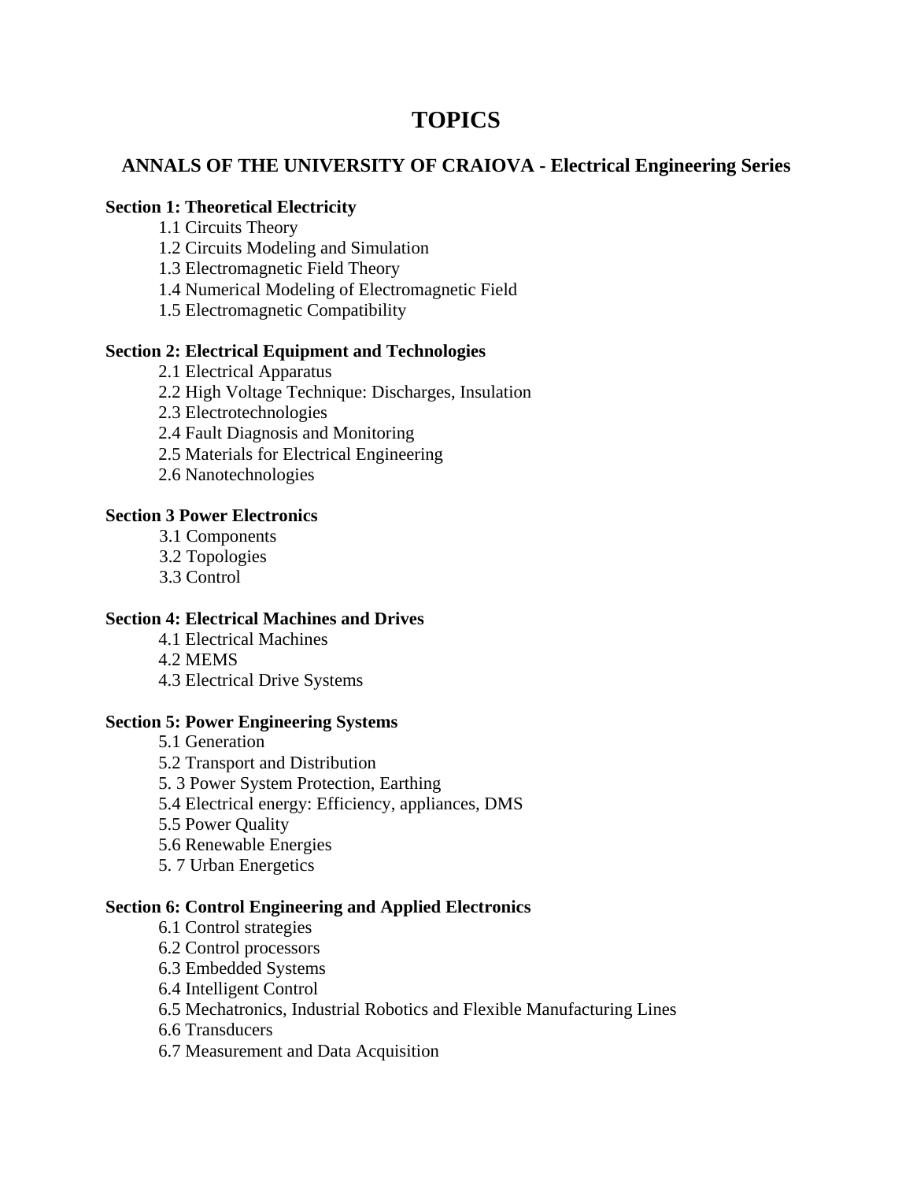# TOPICS

## ANNALS OF THE UNIVERSITY OF CRAIOVA - Electrical Engineering Series

**Section 1: Theoretical Electricity**

- 1.1 Circuits Theory
- 1.2 Circuits Modeling and Simulation
- 1.3 Electromagnetic Field Theory
- 1.4 Numerical Modeling of Electromagnetic Field
- 1.5 Electromagnetic Compatibility

**Section 2: Electrical Equipment and Technologies**

- 2.1 Electrical Apparatus
- 2.2 High Voltage Technique: Discharges, Insulation
- 2.3 Electrotechnologies
- 2.4 Fault Diagnosis and Monitoring
- 2.5 Materials for Electrical Engineering
- 2.6 Nanotechnologies

**Section 3 Power Electronics**

- 3.1 Components
- 3.2 Topologies
- 3.3 Control

**Section 4: Electrical Machines and Drives**

- 4.1 Electrical Machines
- 4.2 MEMS
- 4.3 Electrical Drive Systems

**Section 5: Power Engineering Systems**

- 5.1 Generation
- 5.2 Transport and Distribution
- 5. 3 Power System Protection, Earthing
- 5.4 Electrical energy: Efficiency, appliances, DMS
- 5.5 Power Quality
- 5.6 Renewable Energies
- 5. 7 Urban Energetics

**Section 6: Control Engineering and Applied Electronics**

- 6.1 Control strategies
- 6.2 Control processors
- 6.3 Embedded Systems
- 6.4 Intelligent Control
- 6.5 Mechatronics, Industrial Robotics and Flexible Manufacturing Lines
- 6.6 Transducers
- 6.7 Measurement and Data Acquisition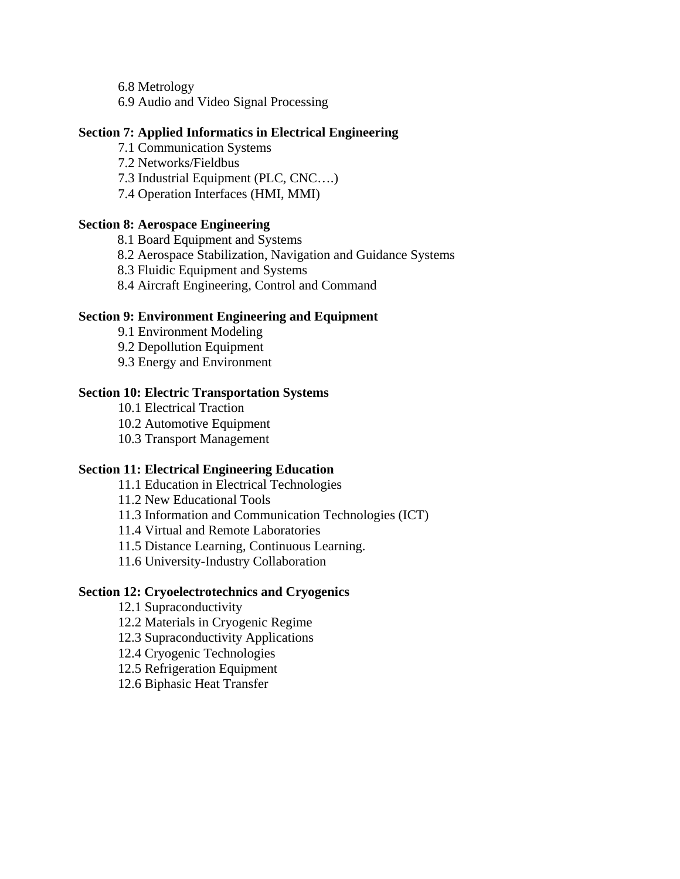6.8 Metrology
6.9 Audio and Video Signal Processing

**Section 7: Applied Informatics in Electrical Engineering**

7.1 Communication Systems
7.2 Networks/Fieldbus
7.3 Industrial Equipment (PLC, CNC….)
7.4 Operation Interfaces (HMI, MMI)

**Section 8: Aerospace Engineering**

8.1 Board Equipment and Systems
8.2 Aerospace Stabilization, Navigation and Guidance Systems
8.3 Fluidic Equipment and Systems
8.4 Aircraft Engineering, Control and Command

**Section 9: Environment Engineering and Equipment**

9.1 Environment Modeling
9.2 Depollution Equipment
9.3 Energy and Environment

**Section 10: Electric Transportation Systems**

10.1 Electrical Traction
10.2 Automotive Equipment
10.3 Transport Management

**Section 11: Electrical Engineering Education**

11.1 Education in Electrical Technologies
11.2 New Educational Tools
11.3 Information and Communication Technologies (ICT)
11.4 Virtual and Remote Laboratories
11.5 Distance Learning, Continuous Learning.
11.6 University-Industry Collaboration

**Section 12: Cryoelectrotechnics and Cryogenics**

12.1 Supraconductivity
12.2 Materials in Cryogenic Regime
12.3 Supraconductivity Applications
12.4 Cryogenic Technologies
12.5 Refrigeration Equipment
12.6 Biphasic Heat Transfer